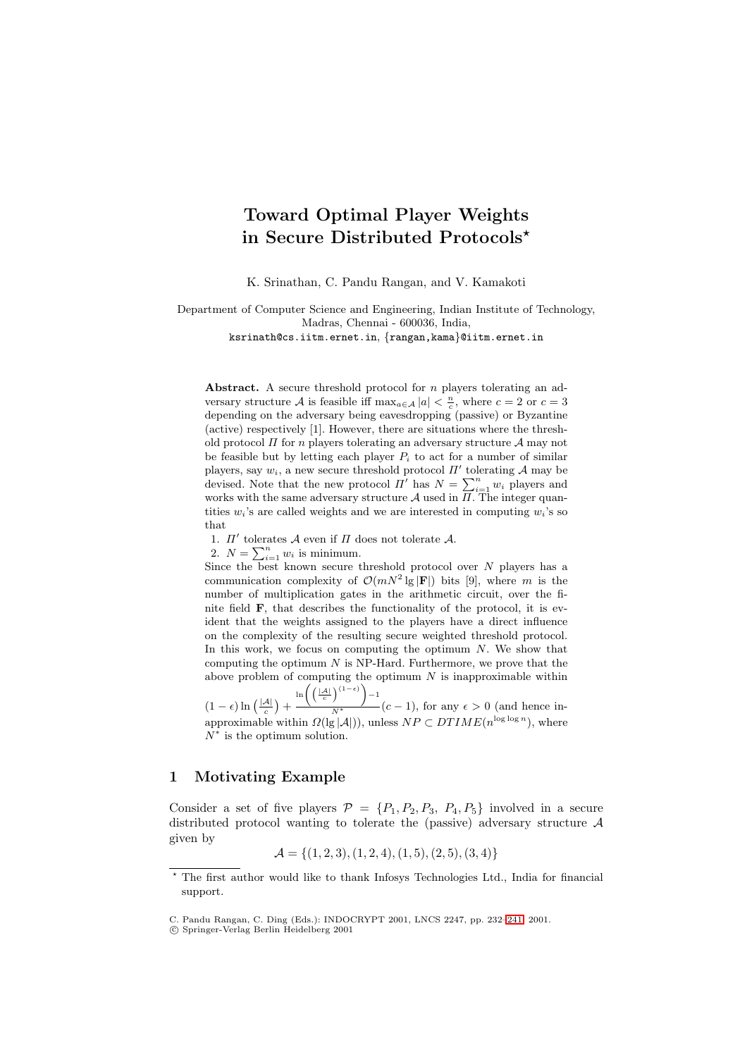# Toward Optimal Player Weights in Secure Distributed Protocols*

K. Srinathan, C. Pandu Rangan, and V. Kamakoti

Department of Computer Science and Engineering, Indian Institute of Technology, Madras, Chennai - 600036, India,
ksrinath@cs.iitm.ernet.in, {rangan,kama}@iitm.ernet.in

**Abstract.** A secure threshold protocol for $n$ players tolerating an adversary structure $\mathcal{A}$ is feasible iff $\max_{a \in \mathcal{A}} |a| < \frac{n}{c}$, where $c = 2$ or $c = 3$ depending on the adversary being eavesdropping (passive) or Byzantine (active) respectively [1]. However, there are situations where the threshold protocol $\Pi$ for $n$ players tolerating an adversary structure $\mathcal{A}$ may not be feasible but by letting each player $P_i$ to act for a number of similar players, say $w_i$, a new secure threshold protocol $\Pi'$ tolerating $\mathcal{A}$ may be devised. Note that the new protocol $\Pi'$ has $N = \sum_{i=1}^{n} w_i$ players and works with the same adversary structure $\mathcal{A}$ used in $\Pi$. The integer quantities $w_i$'s are called weights and we are interested in computing $w_i$'s so that

1. $\Pi'$ tolerates $\mathcal{A}$ even if $\Pi$ does not tolerate $\mathcal{A}$.
2. $N = \sum_{i=1}^{n} w_i$ is minimum.

Since the best known secure threshold protocol over $N$ players has a communication complexity of $\mathcal{O}(mN^2 \lg |\mathbf{F}|)$ bits [9], where $m$ is the number of multiplication gates in the arithmetic circuit, over the finite field $\mathbf{F}$, that describes the functionality of the protocol, it is evident that the weights assigned to the players have a direct influence on the complexity of the resulting secure weighted threshold protocol. In this work, we focus on computing the optimum $N$. We show that computing the optimum $N$ is NP-Hard. Furthermore, we prove that the above problem of computing the optimum $N$ is inapproximable within $(1-\epsilon)\ln\left(\frac{|\mathcal{A}|}{c}\right) + \frac{\ln\left(\left(\frac{|\mathcal{A}|}{c}\right)^{(1-\epsilon)}\right) - 1}{N^*}(c-1)$, for any $\epsilon > 0$ (and hence inapproximable within $\Omega(\lg |\mathcal{A}|)$), unless $NP \subset DTIME(n^{\log \log n})$, where $N^*$ is the optimum solution.

## 1 Motivating Example

Consider a set of five players $\mathcal{P} = \{P_1, P_2, P_3, P_4, P_5\}$ involved in a secure distributed protocol wanting to tolerate the (passive) adversary structure $\mathcal{A}$ given by

$$\mathcal{A} = \{(1,2,3), (1,2,4), (1,5), (2,5), (3,4)\}$$

* The first author would like to thank Infosys Technologies Ltd., India for financial support.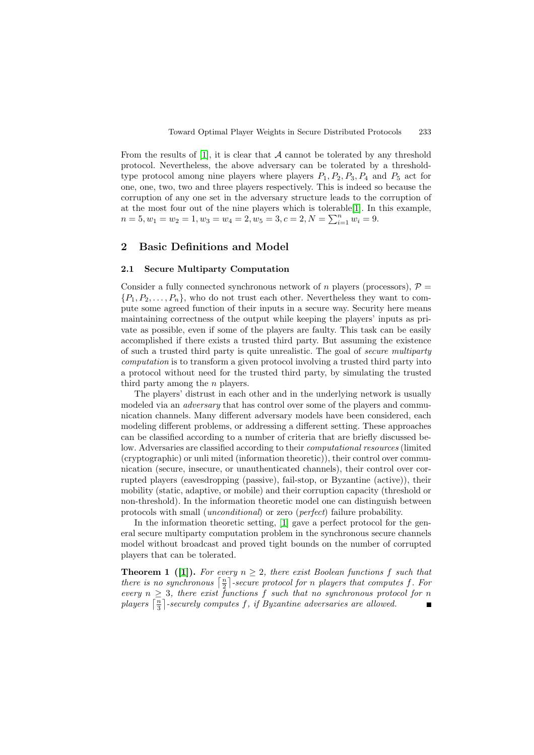From the results of [1], it is clear that $\mathcal{A}$ cannot be tolerated by any threshold protocol. Nevertheless, the above adversary can be tolerated by a threshold-type protocol among nine players where players $P_1, P_2, P_3, P_4$ and $P_5$ act for one, one, two, two and three players respectively. This is indeed so because the corruption of any one set in the adversary structure leads to the corruption of at the most four out of the nine players which is tolerable[1]. In this example, $n = 5, w_1 = w_2 = 1, w_3 = w_4 = 2, w_5 = 3, c = 2, N = \sum_{i=1}^{n} w_i = 9$.

## 2 Basic Definitions and Model

### 2.1 Secure Multiparty Computation

Consider a fully connected synchronous network of $n$ players (processors), $\mathcal{P} = \{P_1, P_2, \ldots, P_n\}$, who do not trust each other. Nevertheless they want to compute some agreed function of their inputs in a secure way. Security here means maintaining correctness of the output while keeping the players' inputs as private as possible, even if some of the players are faulty. This task can be easily accomplished if there exists a trusted third party. But assuming the existence of such a trusted third party is quite unrealistic. The goal of *secure multiparty computation* is to transform a given protocol involving a trusted third party into a protocol without need for the trusted third party, by simulating the trusted third party among the $n$ players.

The players' distrust in each other and in the underlying network is usually modeled via an *adversary* that has control over some of the players and communication channels. Many different adversary models have been considered, each modeling different problems, or addressing a different setting. These approaches can be classified according to a number of criteria that are briefly discussed below. Adversaries are classified according to their *computational resources* (limited (cryptographic) or unli mited (information theoretic)), their control over communication (secure, insecure, or unauthenticated channels), their control over corrupted players (eavesdropping (passive), fail-stop, or Byzantine (active)), their mobility (static, adaptive, or mobile) and their corruption capacity (threshold or non-threshold). In the information theoretic model one can distinguish between protocols with small (*unconditional*) or zero (*perfect*) failure probability.

In the information theoretic setting, [1] gave a perfect protocol for the general secure multiparty computation problem in the synchronous secure channels model without broadcast and proved tight bounds on the number of corrupted players that can be tolerated.

**Theorem 1 ([1]).** *For every $n \geq 2$, there exist Boolean functions $f$ such that there is no synchronous $\lceil \frac{n}{2} \rceil$-secure protocol for $n$ players that computes $f$. For every $n \geq 3$, there exist functions $f$ such that no synchronous protocol for $n$ players $\lceil \frac{n}{3} \rceil$-securely computes $f$, if Byzantine adversaries are allowed.* ∎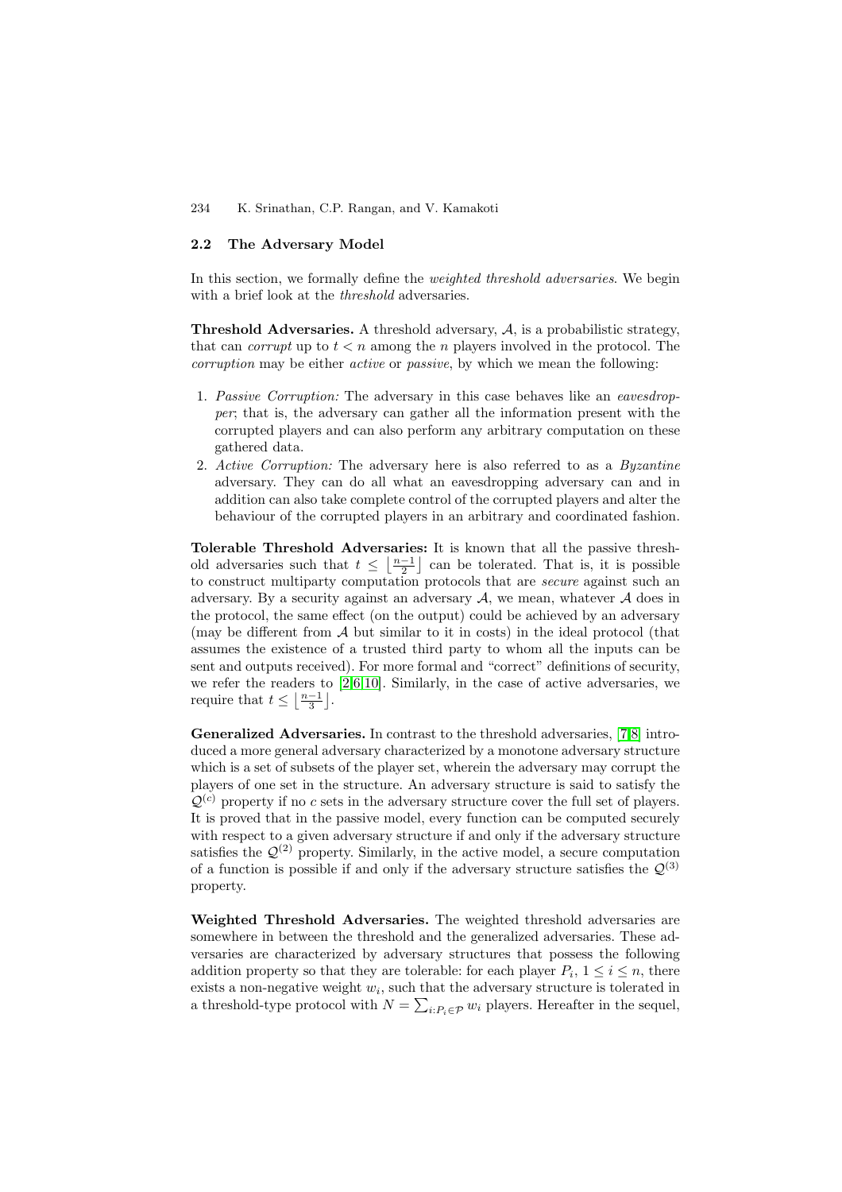### 2.2 The Adversary Model

In this section, we formally define the *weighted threshold adversaries*. We begin with a brief look at the *threshold* adversaries.

**Threshold Adversaries.** A threshold adversary, $\mathcal{A}$, is a probabilistic strategy, that can *corrupt* up to $t < n$ among the $n$ players involved in the protocol. The *corruption* may be either *active* or *passive*, by which we mean the following:

1. *Passive Corruption:* The adversary in this case behaves like an *eavesdropper*; that is, the adversary can gather all the information present with the corrupted players and can also perform any arbitrary computation on these gathered data.
2. *Active Corruption:* The adversary here is also referred to as a *Byzantine* adversary. They can do all what an eavesdropping adversary can and in addition can also take complete control of the corrupted players and alter the behaviour of the corrupted players in an arbitrary and coordinated fashion.

**Tolerable Threshold Adversaries:** It is known that all the passive threshold adversaries such that $t \leq \left\lfloor \frac{n-1}{2} \right\rfloor$ can be tolerated. That is, it is possible to construct multiparty computation protocols that are *secure* against such an adversary. By a security against an adversary $\mathcal{A}$, we mean, whatever $\mathcal{A}$ does in the protocol, the same effect (on the output) could be achieved by an adversary (may be different from $\mathcal{A}$ but similar to it in costs) in the ideal protocol (that assumes the existence of a trusted third party to whom all the inputs can be sent and outputs received). For more formal and "correct" definitions of security, we refer the readers to [2,6,10]. Similarly, in the case of active adversaries, we require that $t \leq \left\lfloor \frac{n-1}{3} \right\rfloor$.

**Generalized Adversaries.** In contrast to the threshold adversaries, [7,8] introduced a more general adversary characterized by a monotone adversary structure which is a set of subsets of the player set, wherein the adversary may corrupt the players of one set in the structure. An adversary structure is said to satisfy the $\mathcal{Q}^{(c)}$ property if no $c$ sets in the adversary structure cover the full set of players. It is proved that in the passive model, every function can be computed securely with respect to a given adversary structure if and only if the adversary structure satisfies the $\mathcal{Q}^{(2)}$ property. Similarly, in the active model, a secure computation of a function is possible if and only if the adversary structure satisfies the $\mathcal{Q}^{(3)}$ property.

**Weighted Threshold Adversaries.** The weighted threshold adversaries are somewhere in between the threshold and the generalized adversaries. These adversaries are characterized by adversary structures that possess the following addition property so that they are tolerable: for each player $P_i$, $1 \leq i \leq n$, there exists a non-negative weight $w_i$, such that the adversary structure is tolerated in a threshold-type protocol with $N = \sum_{i:P_i \in \mathcal{P}} w_i$ players. Hereafter in the sequel,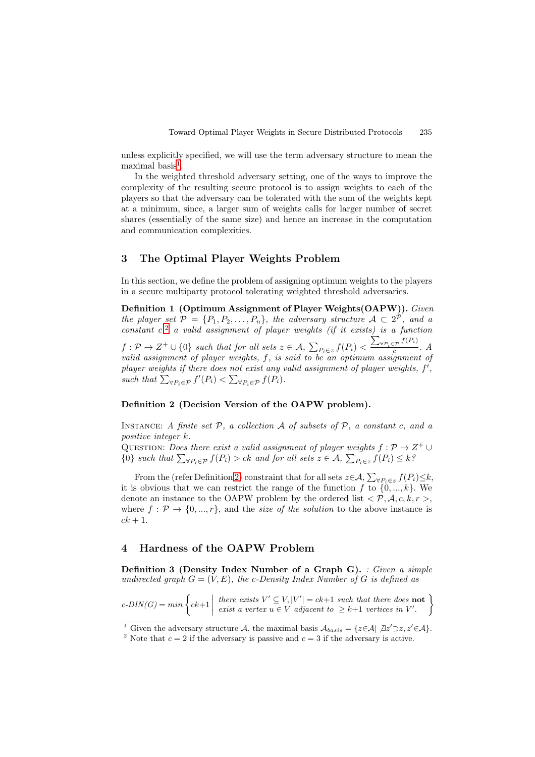unless explicitly specified, we will use the term adversary structure to mean the maximal basis[1].

In the weighted threshold adversary setting, one of the ways to improve the complexity of the resulting secure protocol is to assign weights to each of the players so that the adversary can be tolerated with the sum of the weights kept at a minimum, since, a larger sum of weights calls for larger number of secret shares (essentially of the same size) and hence an increase in the computation and communication complexities.

## 3 The Optimal Player Weights Problem

In this section, we define the problem of assigning optimum weights to the players in a secure multiparty protocol tolerating weighted threshold adversaries.

**Definition 1 (Optimum Assignment of Player Weights(OAPW)).** *Given the player set $\mathcal{P} = \{P_1, P_2, \ldots, P_n\}$, the adversary structure $\mathcal{A} \subset 2^{\mathcal{P}}$, and a constant $c$[2] a valid assignment of player weights (if it exists) is a function $f : \mathcal{P} \rightarrow Z^+ \cup \{0\}$ such that for all sets $z \in \mathcal{A}$, $\sum_{P_i \in z} f(P_i) < \frac{\sum_{\forall P_i \in \mathcal{P}} f(P_i)}{c}$. A valid assignment of player weights, $f$, is said to be an optimum assignment of player weights if there does not exist any valid assignment of player weights, $f'$, such that $\sum_{\forall P_i \in \mathcal{P}} f'(P_i) < \sum_{\forall P_i \in \mathcal{P}} f(P_i)$.*

**Definition 2 (Decision Version of the OAPW problem).**

Instance: *A finite set $\mathcal{P}$, a collection $\mathcal{A}$ of subsets of $\mathcal{P}$, a constant $c$, and a positive integer $k$.*
Question: *Does there exist a valid assignment of player weights $f : \mathcal{P} \rightarrow Z^+ \cup \{0\}$ such that $\sum_{\forall P_i \in \mathcal{P}} f(P_i) > ck$ and for all sets $z \in \mathcal{A}$, $\sum_{P_i \in z} f(P_i) \leq k$?*

From the (refer Definition 2) constraint that for all sets $z \in \mathcal{A}$, $\sum_{\forall P_i \in z} f(P_i) \leq k$, it is obvious that we can restrict the range of the function $f$ to $\{0, ..., k\}$. We denote an instance to the OAPW problem by the ordered list $< \mathcal{P}, \mathcal{A}, c, k, r >$, where $f : \mathcal{P} \rightarrow \{0, ..., r\}$, and the *size of the solution* to the above instance is $ck + 1$.

## 4 Hardness of the OAPW Problem

**Definition 3 (Density Index Number of a Graph G).** *: Given a simple undirected graph $G = (V, E)$, the c-Density Index Number of $G$ is defined as*

$$c\text{-}DIN(G) = min \left\{ ck+1 \;\middle|\; \begin{array}{l} \textit{there exists } V' \subseteq V, |V'| = ck+1 \textit{ such that there does } \textbf{not} \\ \textit{exist a vertex } u \in V \textit{ adjacent to } \geq k+1 \textit{ vertices in } V'. \end{array} \right\}$$

---

[1] Given the adversary structure $\mathcal{A}$, the maximal basis $\mathcal{A}_{basis} = \{z \in \mathcal{A} | \nexists z' \supset z, z' \in \mathcal{A}\}$.

[2] Note that $c = 2$ if the adversary is passive and $c = 3$ if the adversary is active.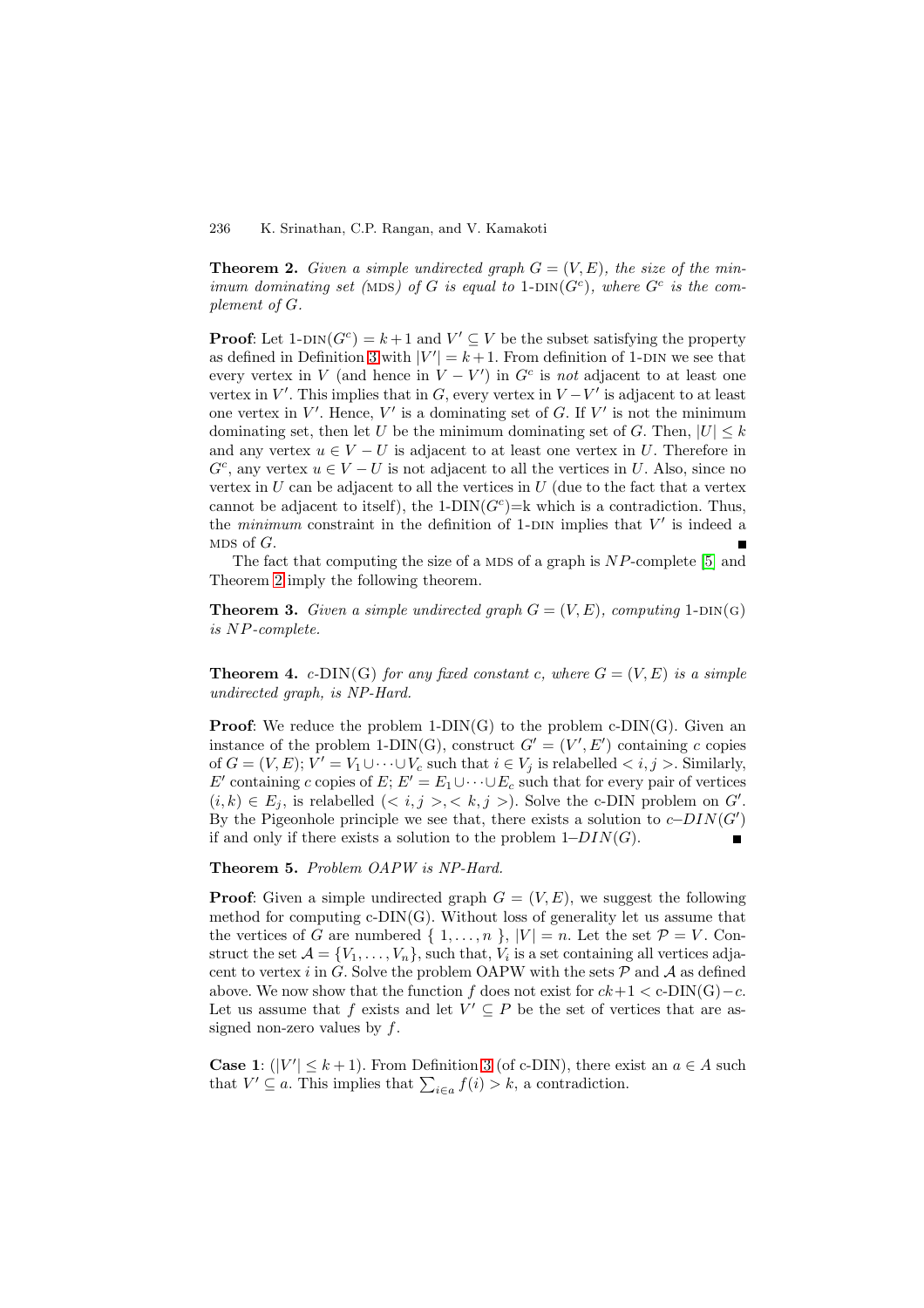**Theorem 2.** *Given a simple undirected graph $G = (V, E)$, the size of the minimum dominating set* (MDS) *of $G$ is equal to* 1-DIN$(G^c)$, *where $G^c$ is the complement of $G$.*

**Proof**: Let 1-DIN$(G^c) = k+1$ and $V' \subseteq V$ be the subset satisfying the property as defined in Definition 3 with $|V'| = k+1$. From definition of 1-DIN we see that every vertex in $V$ (and hence in $V - V'$) in $G^c$ is *not* adjacent to at least one vertex in $V'$. This implies that in $G$, every vertex in $V - V'$ is adjacent to at least one vertex in $V'$. Hence, $V'$ is a dominating set of $G$. If $V'$ is not the minimum dominating set, then let $U$ be the minimum dominating set of $G$. Then, $|U| \leq k$ and any vertex $u \in V - U$ is adjacent to at least one vertex in $U$. Therefore in $G^c$, any vertex $u \in V - U$ is not adjacent to all the vertices in $U$. Also, since no vertex in $U$ can be adjacent to all the vertices in $U$ (due to the fact that a vertex cannot be adjacent to itself), the 1-DIN$(G^c)$=k which is a contradiction. Thus, the *minimum* constraint in the definition of 1-DIN implies that $V'$ is indeed a MDS of $G$. ∎

The fact that computing the size of a MDS of a graph is $NP$-complete [5] and Theorem 2 imply the following theorem.

**Theorem 3.** *Given a simple undirected graph $G = (V, E)$, computing* 1-DIN(G) *is $NP$-complete.*

**Theorem 4.** *c-DIN(G) for any fixed constant c, where $G = (V, E)$ is a simple undirected graph, is NP-Hard.*

**Proof**: We reduce the problem 1-DIN(G) to the problem c-DIN(G). Given an instance of the problem 1-DIN(G), construct $G' = (V', E')$ containing $c$ copies of $G = (V, E)$; $V' = V_1 \cup \cdots \cup V_c$ such that $i \in V_j$ is relabelled $< i, j >$. Similarly, $E'$ containing $c$ copies of $E$; $E' = E_1 \cup \cdots \cup E_c$ such that for every pair of vertices $(i, k) \in E_j$, is relabelled $(< i, j >, < k, j >)$. Solve the c-DIN problem on $G'$. By the Pigeonhole principle we see that, there exists a solution to $c$–$DIN(G')$ if and only if there exists a solution to the problem 1–$DIN(G)$. ∎

**Theorem 5.** *Problem OAPW is NP-Hard.*

**Proof**: Given a simple undirected graph $G = (V, E)$, we suggest the following method for computing c-DIN(G). Without loss of generality let us assume that the vertices of $G$ are numbered $\{ 1, \ldots, n \}$, $|V| = n$. Let the set $\mathcal{P} = V$. Construct the set $\mathcal{A} = \{V_1, \ldots, V_n\}$, such that, $V_i$ is a set containing all vertices adjacent to vertex $i$ in $G$. Solve the problem OAPW with the sets $\mathcal{P}$ and $\mathcal{A}$ as defined above. We now show that the function $f$ does not exist for $ck+1 <$ c-DIN(G)$-c$. Let us assume that $f$ exists and let $V' \subseteq P$ be the set of vertices that are assigned non-zero values by $f$.

**Case 1**: ($|V'| \leq k+1$). From Definition 3 (of c-DIN), there exist an $a \in A$ such that $V' \subseteq a$. This implies that $\sum_{i \in a} f(i) > k$, a contradiction.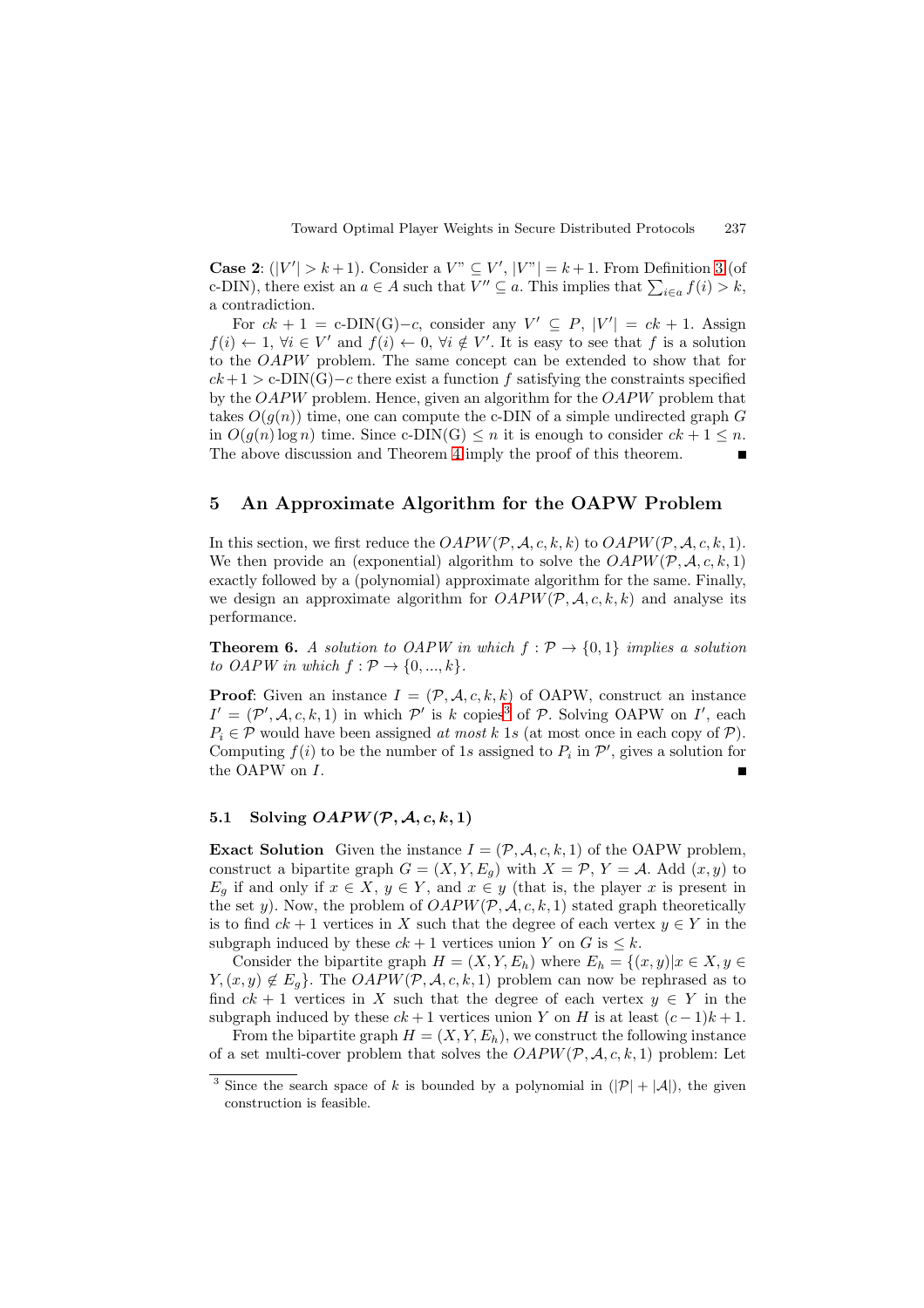**Case 2**: ($|V'| > k+1$). Consider a $V" \subseteq V'$, $|V"| = k+1$. From Definition 3 (of c-DIN), there exist an $a \in A$ such that $V'' \subseteq a$. This implies that $\sum_{i \in a} f(i) > k$, a contradiction.

For $ck + 1 =$ c-DIN(G)$-c$, consider any $V' \subseteq P$, $|V'| = ck + 1$. Assign $f(i) \leftarrow 1$, $\forall i \in V'$ and $f(i) \leftarrow 0$, $\forall i \notin V'$. It is easy to see that $f$ is a solution to the *OAPW* problem. The same concept can be extended to show that for $ck+1 >$ c-DIN(G)$-c$ there exist a function $f$ satisfying the constraints specified by the *OAPW* problem. Hence, given an algorithm for the *OAPW* problem that takes $O(g(n))$ time, one can compute the c-DIN of a simple undirected graph $G$ in $O(g(n) \log n)$ time. Since c-DIN(G) $\leq n$ it is enough to consider $ck + 1 \leq n$. The above discussion and Theorem 4 imply the proof of this theorem. ∎

## 5 An Approximate Algorithm for the OAPW Problem

In this section, we first reduce the $OAPW(\mathcal{P}, \mathcal{A}, c, k, k)$ to $OAPW(\mathcal{P}, \mathcal{A}, c, k, 1)$. We then provide an (exponential) algorithm to solve the $OAPW(\mathcal{P}, \mathcal{A}, c, k, 1)$ exactly followed by a (polynomial) approximate algorithm for the same. Finally, we design an approximate algorithm for $OAPW(\mathcal{P}, \mathcal{A}, c, k, k)$ and analyse its performance.

**Theorem 6.** *A solution to OAPW in which $f : \mathcal{P} \rightarrow \{0, 1\}$ implies a solution to OAPW in which $f : \mathcal{P} \rightarrow \{0, ..., k\}$.*

**Proof**: Given an instance $I = (\mathcal{P}, \mathcal{A}, c, k, k)$ of OAPW, construct an instance $I' = (\mathcal{P}', \mathcal{A}, c, k, 1)$ in which $\mathcal{P}'$ is $k$ copies[3] of $\mathcal{P}$. Solving OAPW on $I'$, each $P_i \in \mathcal{P}$ would have been assigned *at most* $k$ $1s$ (at most once in each copy of $\mathcal{P}$). Computing $f(i)$ to be the number of $1s$ assigned to $P_i$ in $\mathcal{P}'$, gives a solution for the OAPW on $I$. ∎

### 5.1 Solving $OAPW(\mathcal{P}, \mathcal{A}, c, k, 1)$

**Exact Solution** Given the instance $I = (\mathcal{P}, \mathcal{A}, c, k, 1)$ of the OAPW problem, construct a bipartite graph $G = (X, Y, E_g)$ with $X = \mathcal{P}$, $Y = \mathcal{A}$. Add $(x, y)$ to $E_g$ if and only if $x \in X$, $y \in Y$, and $x \in y$ (that is, the player $x$ is present in the set $y$). Now, the problem of $OAPW(\mathcal{P}, \mathcal{A}, c, k, 1)$ stated graph theoretically is to find $ck + 1$ vertices in $X$ such that the degree of each vertex $y \in Y$ in the subgraph induced by these $ck + 1$ vertices union $Y$ on $G$ is $\leq k$.

Consider the bipartite graph $H = (X, Y, E_h)$ where $E_h = \{(x, y) | x \in X, y \in Y, (x, y) \notin E_g\}$. The $OAPW(\mathcal{P}, \mathcal{A}, c, k, 1)$ problem can now be rephrased as to find $ck + 1$ vertices in $X$ such that the degree of each vertex $y \in Y$ in the subgraph induced by these $ck + 1$ vertices union $Y$ on $H$ is at least $(c-1)k + 1$.

From the bipartite graph $H = (X, Y, E_h)$, we construct the following instance of a set multi-cover problem that solves the $OAPW(\mathcal{P}, \mathcal{A}, c, k, 1)$ problem: Let

---

[3] Since the search space of $k$ is bounded by a polynomial in $(|\mathcal{P}| + |\mathcal{A}|)$, the given construction is feasible.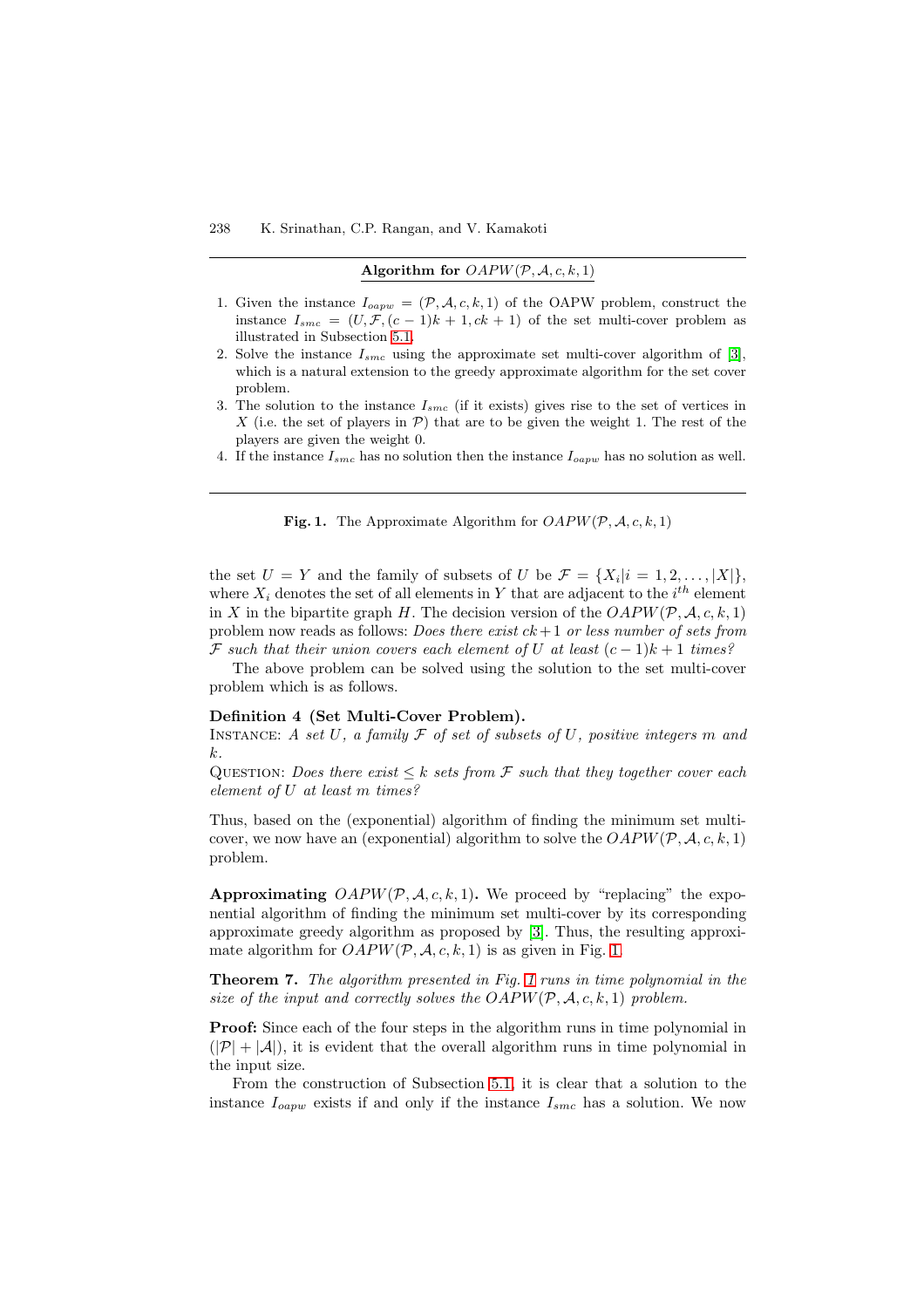**Algorithm for $OAPW(\mathcal{P}, \mathcal{A}, c, k, 1)$**

1. Given the instance $I_{oapw} = (\mathcal{P}, \mathcal{A}, c, k, 1)$ of the OAPW problem, construct the instance $I_{smc} = (U, \mathcal{F}, (c-1)k + 1, ck + 1)$ of the set multi-cover problem as illustrated in Subsection 5.1.
2. Solve the instance $I_{smc}$ using the approximate set multi-cover algorithm of [3], which is a natural extension to the greedy approximate algorithm for the set cover problem.
3. The solution to the instance $I_{smc}$ (if it exists) gives rise to the set of vertices in $X$ (i.e. the set of players in $\mathcal{P}$) that are to be given the weight 1. The rest of the players are given the weight 0.
4. If the instance $I_{smc}$ has no solution then the instance $I_{oapw}$ has no solution as well.

**Fig. 1.** The Approximate Algorithm for $OAPW(\mathcal{P}, \mathcal{A}, c, k, 1)$

the set $U = Y$ and the family of subsets of $U$ be $\mathcal{F} = \{X_i | i = 1, 2, \ldots, |X|\}$, where $X_i$ denotes the set of all elements in $Y$ that are adjacent to the $i^{th}$ element in $X$ in the bipartite graph $H$. The decision version of the $OAPW(\mathcal{P}, \mathcal{A}, c, k, 1)$ problem now reads as follows: *Does there exist $ck+1$ or less number of sets from $\mathcal{F}$ such that their union covers each element of $U$ at least $(c-1)k+1$ times?*

The above problem can be solved using the solution to the set multi-cover problem which is as follows.

**Definition 4 (Set Multi-Cover Problem).**
INSTANCE: *A set $U$, a family $\mathcal{F}$ of set of subsets of $U$, positive integers $m$ and $k$.*
QUESTION: *Does there exist $\leq k$ sets from $\mathcal{F}$ such that they together cover each element of $U$ at least $m$ times?*

Thus, based on the (exponential) algorithm of finding the minimum set multi-cover, we now have an (exponential) algorithm to solve the $OAPW(\mathcal{P}, \mathcal{A}, c, k, 1)$ problem.

**Approximating $OAPW(\mathcal{P}, \mathcal{A}, c, k, 1)$.** We proceed by "replacing" the exponential algorithm of finding the minimum set multi-cover by its corresponding approximate greedy algorithm as proposed by [3]. Thus, the resulting approximate algorithm for $OAPW(\mathcal{P}, \mathcal{A}, c, k, 1)$ is as given in Fig. 1.

**Theorem 7.** *The algorithm presented in Fig. 1 runs in time polynomial in the size of the input and correctly solves the $OAPW(\mathcal{P}, \mathcal{A}, c, k, 1)$ problem.*

**Proof:** Since each of the four steps in the algorithm runs in time polynomial in $(|\mathcal{P}| + |\mathcal{A}|)$, it is evident that the overall algorithm runs in time polynomial in the input size.

From the construction of Subsection 5.1, it is clear that a solution to the instance $I_{oapw}$ exists if and only if the instance $I_{smc}$ has a solution. We now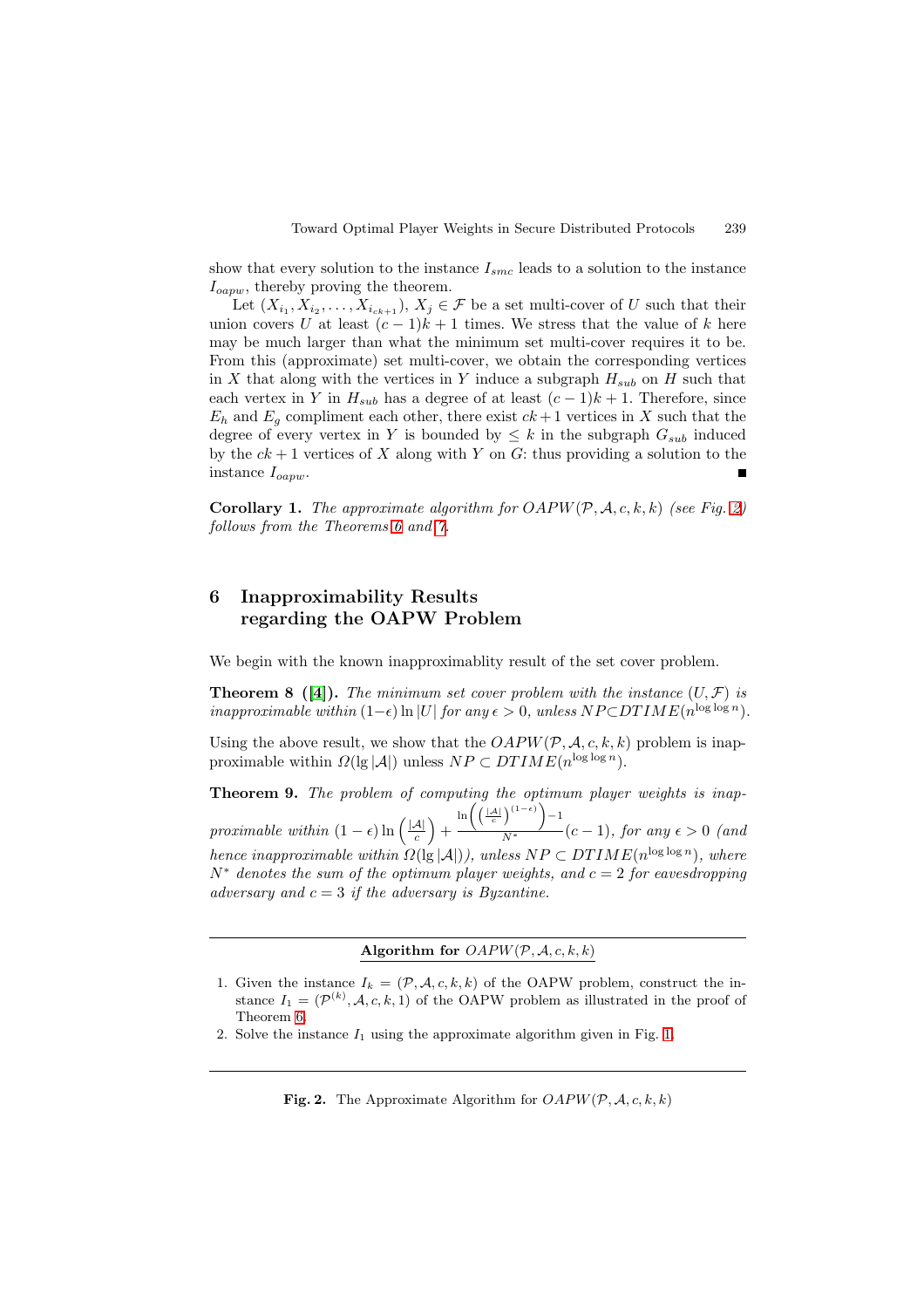show that every solution to the instance $I_{smc}$ leads to a solution to the instance $I_{oapw}$, thereby proving the theorem.

Let $(X_{i_1}, X_{i_2}, \ldots, X_{i_{ck+1}})$, $X_j \in \mathcal{F}$ be a set multi-cover of $U$ such that their union covers $U$ at least $(c-1)k+1$ times. We stress that the value of $k$ here may be much larger than what the minimum set multi-cover requires it to be. From this (approximate) set multi-cover, we obtain the corresponding vertices in $X$ that along with the vertices in $Y$ induce a subgraph $H_{sub}$ on $H$ such that each vertex in $Y$ in $H_{sub}$ has a degree of at least $(c-1)k+1$. Therefore, since $E_h$ and $E_g$ compliment each other, there exist $ck+1$ vertices in $X$ such that the degree of every vertex in $Y$ is bounded by $\leq k$ in the subgraph $G_{sub}$ induced by the $ck+1$ vertices of $X$ along with $Y$ on $G$: thus providing a solution to the instance $I_{oapw}$. ∎

**Corollary 1.** *The approximate algorithm for $OAPW(\mathcal{P}, \mathcal{A}, c, k, k)$ (see Fig. 2) follows from the Theorems 6 and 7.*

## 6 Inapproximability Results regarding the OAPW Problem

We begin with the known inapproximablity result of the set cover problem.

**Theorem 8 ([4]).** *The minimum set cover problem with the instance $(U, \mathcal{F})$ is inapproximable within $(1-\epsilon)\ln|U|$ for any $\epsilon > 0$, unless $NP \subset DTIME(n^{\log\log n})$.*

Using the above result, we show that the $OAPW(\mathcal{P}, \mathcal{A}, c, k, k)$ problem is inapproximable within $\Omega(\lg|\mathcal{A}|)$ unless $NP \subset DTIME(n^{\log\log n})$.

**Theorem 9.** *The problem of computing the optimum player weights is inapproximable within $(1-\epsilon)\ln\left(\frac{|\mathcal{A}|}{c}\right) + \frac{\ln\left(\left(\frac{|\mathcal{A}|}{c}\right)^{(1-\epsilon)}\right)-1}{N^*}(c-1)$, for any $\epsilon > 0$ (and hence inapproximable within $\Omega(\lg|\mathcal{A}|)$), unless $NP \subset DTIME(n^{\log\log n})$, where $N^*$ denotes the sum of the optimum player weights, and $c = 2$ for eavesdropping adversary and $c = 3$ if the adversary is Byzantine.*

---

**Algorithm for $OAPW(\mathcal{P}, \mathcal{A}, c, k, k)$**

1. Given the instance $I_k = (\mathcal{P}, \mathcal{A}, c, k, k)$ of the OAPW problem, construct the instance $I_1 = (\mathcal{P}^{(k)}, \mathcal{A}, c, k, 1)$ of the OAPW problem as illustrated in the proof of Theorem 6.
2. Solve the instance $I_1$ using the approximate algorithm given in Fig. 1.

---

**Fig. 2.** The Approximate Algorithm for $OAPW(\mathcal{P}, \mathcal{A}, c, k, k)$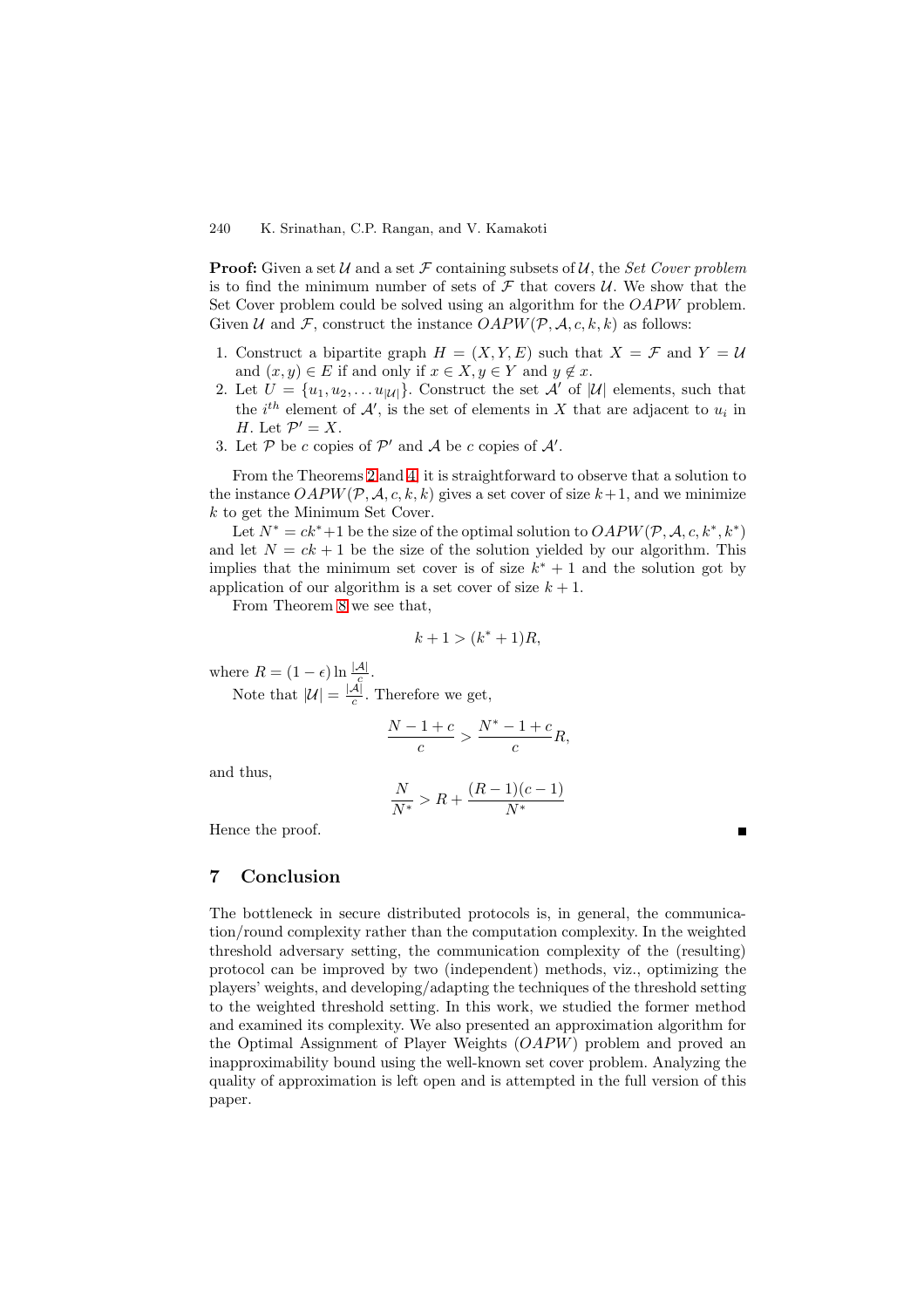**Proof:** Given a set $\mathcal{U}$ and a set $\mathcal{F}$ containing subsets of $\mathcal{U}$, the *Set Cover problem* is to find the minimum number of sets of $\mathcal{F}$ that covers $\mathcal{U}$. We show that the Set Cover problem could be solved using an algorithm for the $OAPW$ problem. Given $\mathcal{U}$ and $\mathcal{F}$, construct the instance $OAPW(\mathcal{P}, \mathcal{A}, c, k, k)$ as follows:

1. Construct a bipartite graph $H = (X, Y, E)$ such that $X = \mathcal{F}$ and $Y = \mathcal{U}$ and $(x, y) \in E$ if and only if $x \in X, y \in Y$ and $y \notin x$.
2. Let $U = \{u_1, u_2, \ldots u_{|\mathcal{U}|}\}$. Construct the set $\mathcal{A}'$ of $|\mathcal{U}|$ elements, such that the $i^{th}$ element of $\mathcal{A}'$, is the set of elements in $X$ that are adjacent to $u_i$ in $H$. Let $\mathcal{P}' = X$.
3. Let $\mathcal{P}$ be $c$ copies of $\mathcal{P}'$ and $\mathcal{A}$ be $c$ copies of $\mathcal{A}'$.

From the Theorems 2 and 4, it is straightforward to observe that a solution to the instance $OAPW(\mathcal{P}, \mathcal{A}, c, k, k)$ gives a set cover of size $k+1$, and we minimize $k$ to get the Minimum Set Cover.

Let $N^* = ck^*+1$ be the size of the optimal solution to $OAPW(\mathcal{P}, \mathcal{A}, c, k^*, k^*)$ and let $N = ck + 1$ be the size of the solution yielded by our algorithm. This implies that the minimum set cover is of size $k^* + 1$ and the solution got by application of our algorithm is a set cover of size $k + 1$.

From Theorem 8 we see that,

$$k + 1 > (k^* + 1)R,$$

where $R = (1 - \epsilon) \ln \frac{|\mathcal{A}|}{c}$.

Note that $|\mathcal{U}| = \frac{|\mathcal{A}|}{c}$. Therefore we get,

$$\frac{N - 1 + c}{c} > \frac{N^* - 1 + c}{c} R,$$

and thus,

$$\frac{N}{N^*} > R + \frac{(R - 1)(c - 1)}{N^*}$$

Hence the proof. ∎

## 7 Conclusion

The bottleneck in secure distributed protocols is, in general, the communication/round complexity rather than the computation complexity. In the weighted threshold adversary setting, the communication complexity of the (resulting) protocol can be improved by two (independent) methods, viz., optimizing the players' weights, and developing/adapting the techniques of the threshold setting to the weighted threshold setting. In this work, we studied the former method and examined its complexity. We also presented an approximation algorithm for the Optimal Assignment of Player Weights ($OAPW$) problem and proved an inapproximability bound using the well-known set cover problem. Analyzing the quality of approximation is left open and is attempted in the full version of this paper.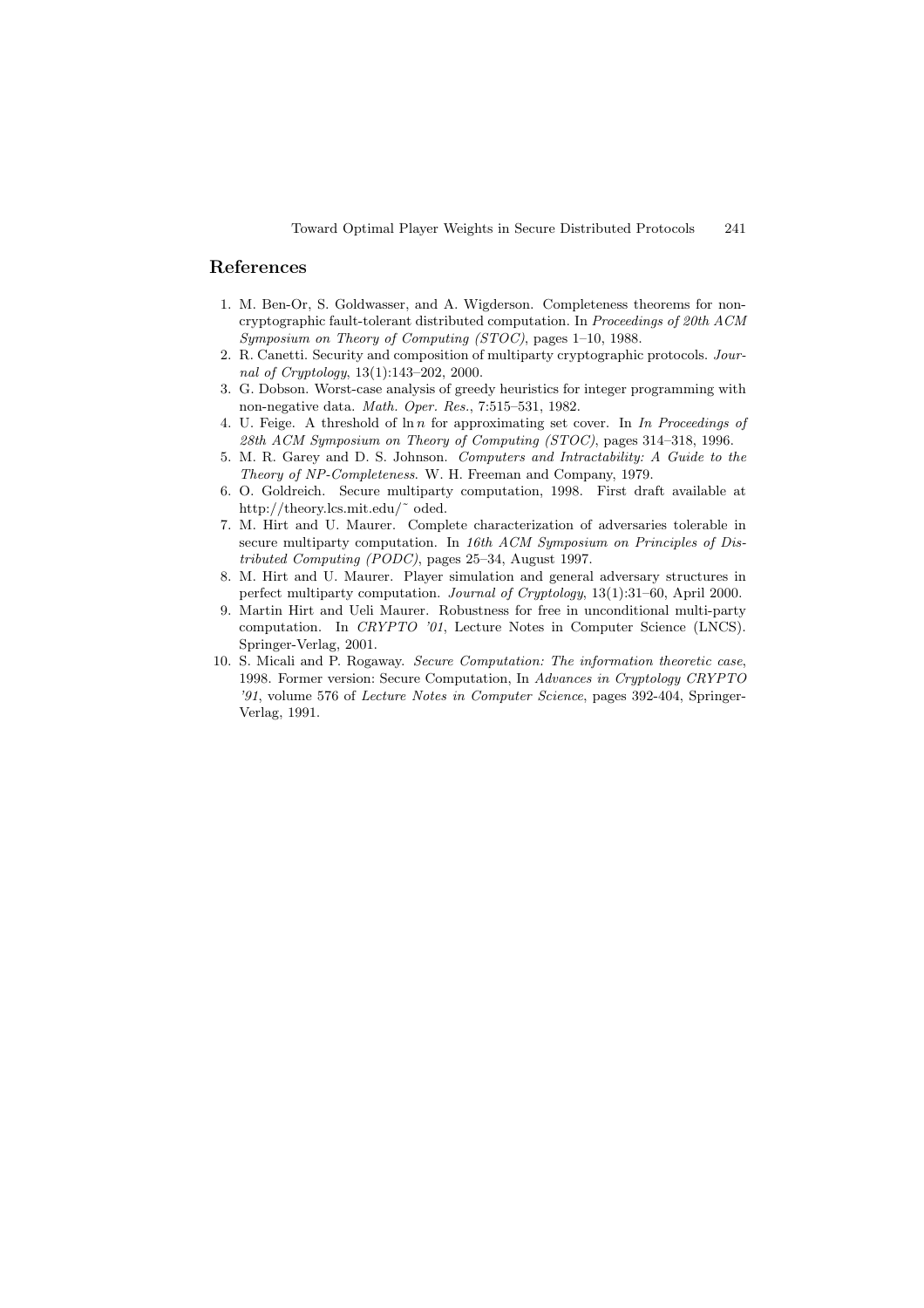## References

1. M. Ben-Or, S. Goldwasser, and A. Wigderson. Completeness theorems for non-cryptographic fault-tolerant distributed computation. In *Proceedings of 20th ACM Symposium on Theory of Computing (STOC)*, pages 1–10, 1988.
2. R. Canetti. Security and composition of multiparty cryptographic protocols. *Journal of Cryptology*, 13(1):143–202, 2000.
3. G. Dobson. Worst-case analysis of greedy heuristics for integer programming with non-negative data. *Math. Oper. Res.*, 7:515–531, 1982.
4. U. Feige. A threshold of $\ln n$ for approximating set cover. In *In Proceedings of 28th ACM Symposium on Theory of Computing (STOC)*, pages 314–318, 1996.
5. M. R. Garey and D. S. Johnson. *Computers and Intractability: A Guide to the Theory of NP-Completeness*. W. H. Freeman and Company, 1979.
6. O. Goldreich. Secure multiparty computation, 1998. First draft available at http://theory.lcs.mit.edu/˜ oded.
7. M. Hirt and U. Maurer. Complete characterization of adversaries tolerable in secure multiparty computation. In *16th ACM Symposium on Principles of Distributed Computing (PODC)*, pages 25–34, August 1997.
8. M. Hirt and U. Maurer. Player simulation and general adversary structures in perfect multiparty computation. *Journal of Cryptology*, 13(1):31–60, April 2000.
9. Martin Hirt and Ueli Maurer. Robustness for free in unconditional multi-party computation. In *CRYPTO '01*, Lecture Notes in Computer Science (LNCS). Springer-Verlag, 2001.
10. S. Micali and P. Rogaway. *Secure Computation: The information theoretic case*, 1998. Former version: Secure Computation, In *Advances in Cryptology CRYPTO '91*, volume 576 of *Lecture Notes in Computer Science*, pages 392-404, Springer-Verlag, 1991.